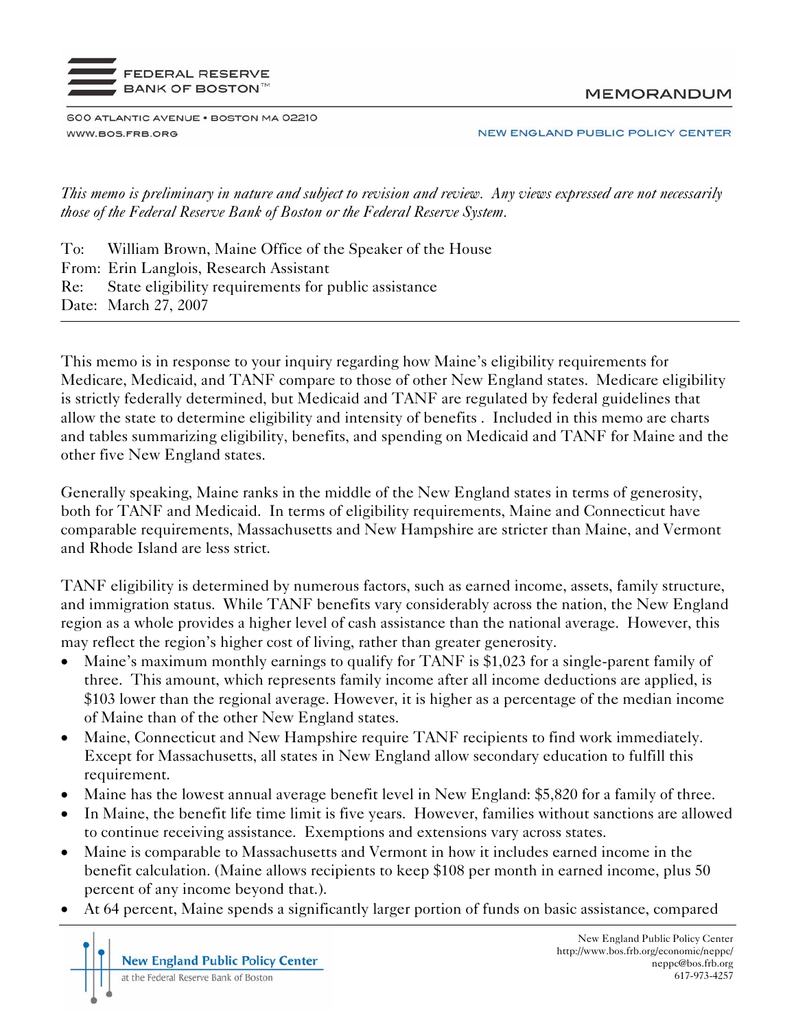**FEDERAL RESERVE BANK OF BOSTON™**

600 ATLANTIC AVENUE • BOSTON MA 02210
WWW.BOS.FRB.ORG

**MEMORANDUM**

NEW ENGLAND PUBLIC POLICY CENTER

*This memo is preliminary in nature and subject to revision and review. Any views expressed are not necessarily those of the Federal Reserve Bank of Boston or the Federal Reserve System.*

To: William Brown, Maine Office of the Speaker of the House
From: Erin Langlois, Research Assistant
Re: State eligibility requirements for public assistance
Date: March 27, 2007

---

This memo is in response to your inquiry regarding how Maine's eligibility requirements for Medicare, Medicaid, and TANF compare to those of other New England states. Medicare eligibility is strictly federally determined, but Medicaid and TANF are regulated by federal guidelines that allow the state to determine eligibility and intensity of benefits . Included in this memo are charts and tables summarizing eligibility, benefits, and spending on Medicaid and TANF for Maine and the other five New England states.

Generally speaking, Maine ranks in the middle of the New England states in terms of generosity, both for TANF and Medicaid. In terms of eligibility requirements, Maine and Connecticut have comparable requirements, Massachusetts and New Hampshire are stricter than Maine, and Vermont and Rhode Island are less strict.

TANF eligibility is determined by numerous factors, such as earned income, assets, family structure, and immigration status. While TANF benefits vary considerably across the nation, the New England region as a whole provides a higher level of cash assistance than the national average. However, this may reflect the region's higher cost of living, rather than greater generosity.

- Maine's maximum monthly earnings to qualify for TANF is $1,023 for a single-parent family of three. This amount, which represents family income after all income deductions are applied, is $103 lower than the regional average. However, it is higher as a percentage of the median income of Maine than of the other New England states.
- Maine, Connecticut and New Hampshire require TANF recipients to find work immediately. Except for Massachusetts, all states in New England allow secondary education to fulfill this requirement.
- Maine has the lowest annual average benefit level in New England: $5,820 for a family of three.
- In Maine, the benefit life time limit is five years. However, families without sanctions are allowed to continue receiving assistance. Exemptions and extensions vary across states.
- Maine is comparable to Massachusetts and Vermont in how it includes earned income in the benefit calculation. (Maine allows recipients to keep $108 per month in earned income, plus 50 percent of any income beyond that.).
- At 64 percent, Maine spends a significantly larger portion of funds on basic assistance, compared

New England Public Policy Center
at the Federal Reserve Bank of Boston

New England Public Policy Center
http://www.bos.frb.org/economic/neppc/
neppc@bos.frb.org
617-973-4257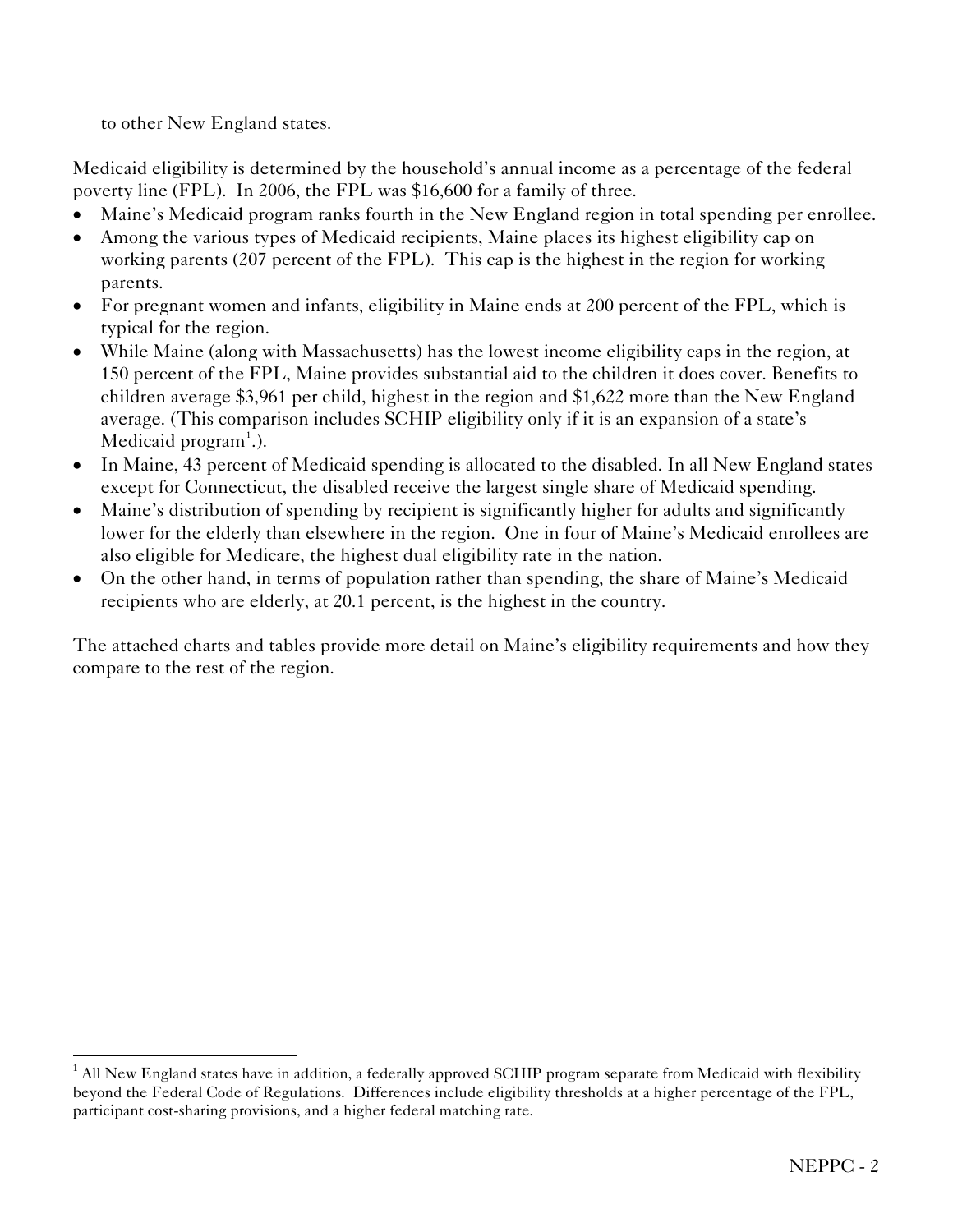to other New England states.

Medicaid eligibility is determined by the household's annual income as a percentage of the federal poverty line (FPL). In 2006, the FPL was $16,600 for a family of three.

- Maine's Medicaid program ranks fourth in the New England region in total spending per enrollee.
- Among the various types of Medicaid recipients, Maine places its highest eligibility cap on working parents (207 percent of the FPL). This cap is the highest in the region for working parents.
- For pregnant women and infants, eligibility in Maine ends at 200 percent of the FPL, which is typical for the region.
- While Maine (along with Massachusetts) has the lowest income eligibility caps in the region, at 150 percent of the FPL, Maine provides substantial aid to the children it does cover. Benefits to children average $3,961 per child, highest in the region and $1,622 more than the New England average. (This comparison includes SCHIP eligibility only if it is an expansion of a state's Medicaid program[1].).
- In Maine, 43 percent of Medicaid spending is allocated to the disabled. In all New England states except for Connecticut, the disabled receive the largest single share of Medicaid spending.
- Maine's distribution of spending by recipient is significantly higher for adults and significantly lower for the elderly than elsewhere in the region. One in four of Maine's Medicaid enrollees are also eligible for Medicare, the highest dual eligibility rate in the nation.
- On the other hand, in terms of population rather than spending, the share of Maine's Medicaid recipients who are elderly, at 20.1 percent, is the highest in the country.

The attached charts and tables provide more detail on Maine's eligibility requirements and how they compare to the rest of the region.

[1] All New England states have in addition, a federally approved SCHIP program separate from Medicaid with flexibility beyond the Federal Code of Regulations. Differences include eligibility thresholds at a higher percentage of the FPL, participant cost-sharing provisions, and a higher federal matching rate.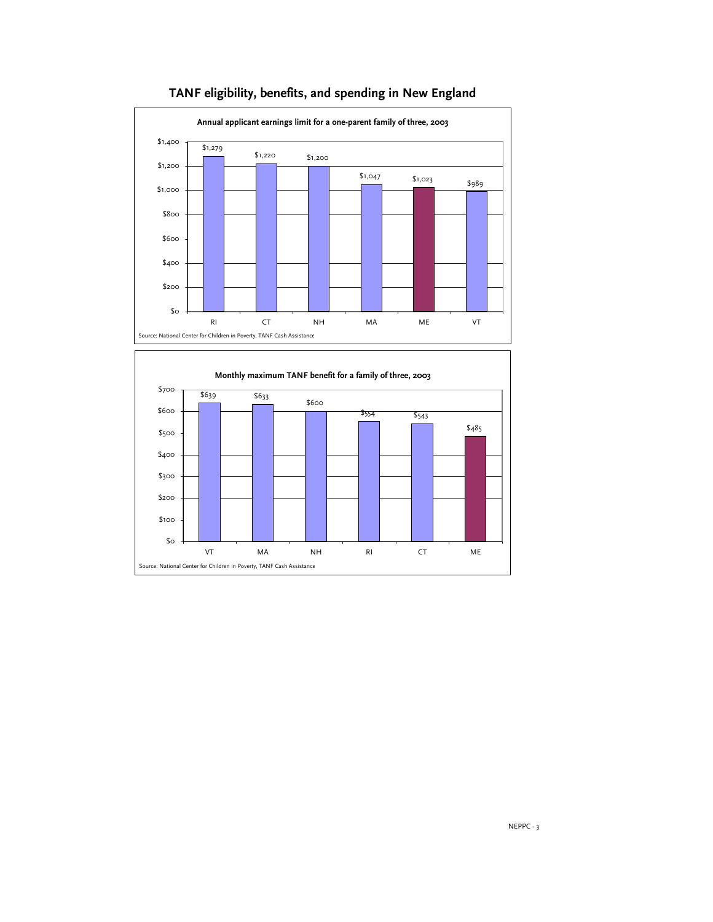## TANF eligibility, benefits, and spending in New England

**Annual applicant earnings limit for a one-parent family of three, 2003**

| State | Earnings limit |
|---|---|
| RI | $1,279 |
| CT | $1,220 |
| NH | $1,200 |
| MA | $1,047 |
| ME | $1,023 |
| VT | $989 |

Source: National Center for Children in Poverty, TANF Cash Assistance

**Monthly maximum TANF benefit for a family of three, 2003**

| State | Maximum benefit |
|---|---|
| VT | $639 |
| MA | $633 |
| NH | $600 |
| RI | $554 |
| CT | $543 |
| ME | $485 |

Source: National Center for Children in Poverty, TANF Cash Assistance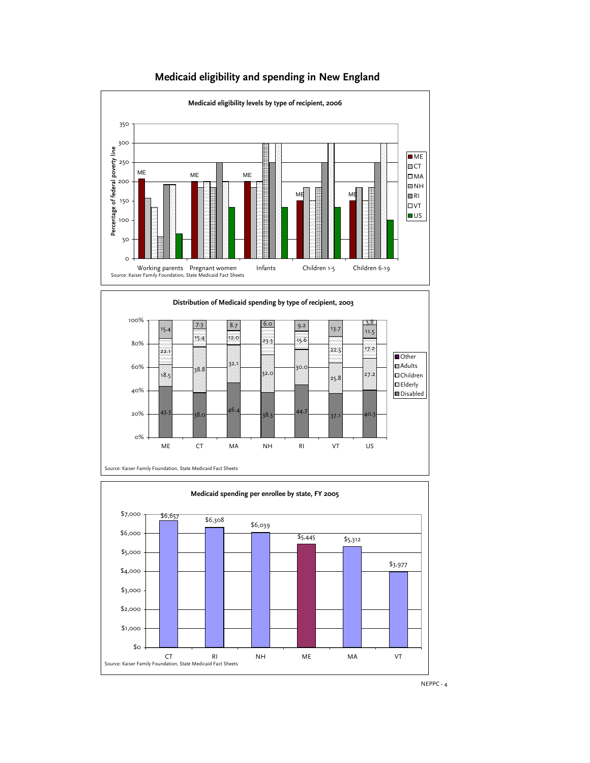# Medicaid eligibility and spending in New England

**Medicaid eligibility levels by type of recipient, 2006**

Source: Kaiser Family Foundation, State Medicaid Fact Sheets

**Distribution of Medicaid spending by type of recipient, 2003**

| | ME | CT | MA | NH | RI | VT | US |
|---|---|---|---|---|---|---|---|
| Other | | | | | | | 3.8 |
| Adults | 15.4 | 7.3 | 8.7 | 6.0 | 9.2 | 13.7 | 11.5 |
| Children | 22.1 | 15.4 | 12.0 | 23.3 | 15.6 | 22.5 | 17.2 |
| Elderly | 18.5 | 38.8 | 32.1 | 32.0 | 30.0 | 25.8 | 27.2 |
| Disabled | 43.3 | 38.0 | 46.4 | 38.3 | 44.7 | 37.1 | 40.3 |

Source: Kaiser Family Foundation, State Medicaid Fact Sheets

**Medicaid spending per enrollee by state, FY 2005**

| State | Spending per enrollee |
|---|---|
| CT | $6,657 |
| RI | $6,308 |
| NH | $6,039 |
| ME | $5,445 |
| MA | $5,312 |
| VT | $3,977 |

Source: Kaiser Family Foundation, State Medicaid Fact Sheets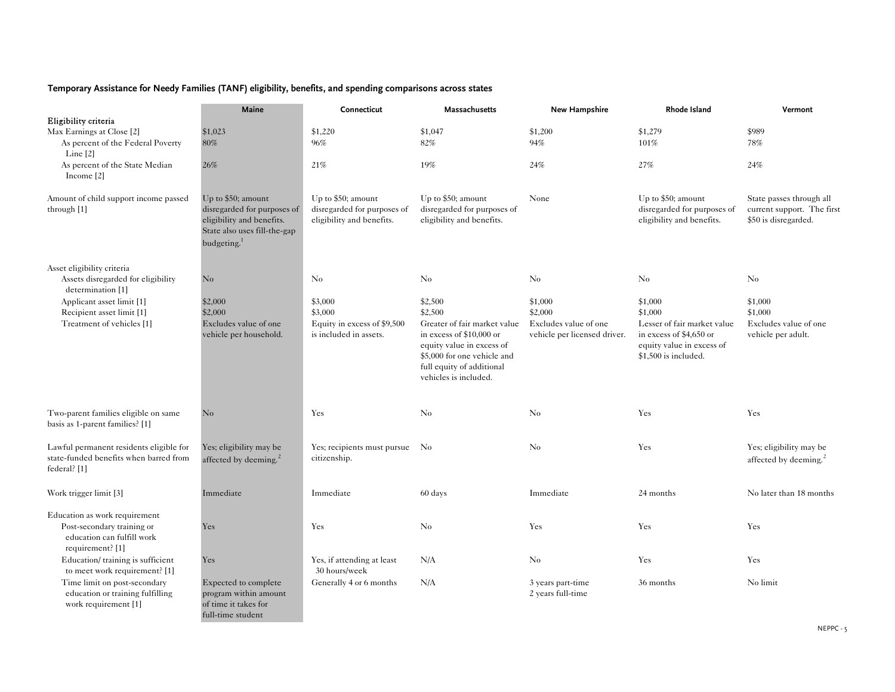**Temporary Assistance for Needy Families (TANF) eligibility, benefits, and spending comparisons across states**

| | Maine | Connecticut | Massachusetts | New Hampshire | Rhode Island | Vermont |
|---|---|---|---|---|---|---|
| **Eligibility criteria** | | | | | | |
| Max Earnings at Close [2] | $1,023 | $1,220 | $1,047 | $1,200 | $1,279 | $989 |
| As percent of the Federal Poverty Line [2] | 80% | 96% | 82% | 94% | 101% | 78% |
| As percent of the State Median Income [2] | 26% | 21% | 19% | 24% | 27% | 24% |
| Amount of child support income passed through [1] | Up to $50; amount disregarded for purposes of eligibility and benefits. State also uses fill-the-gap budgeting.[1] | Up to $50; amount disregarded for purposes of eligibility and benefits. | Up to $50; amount disregarded for purposes of eligibility and benefits. | None | Up to $50; amount disregarded for purposes of eligibility and benefits. | State passes through all current support. The first $50 is disregarded. |
| Asset eligibility criteria | | | | | | |
| Assets disregarded for eligibility determination [1] | No | No | No | No | No | No |
| Applicant asset limit [1] | $2,000 | $3,000 | $2,500 | $1,000 | $1,000 | $1,000 |
| Recipient asset limit [1] | $2,000 | $3,000 | $2,500 | $2,000 | $1,000 | $1,000 |
| Treatment of vehicles [1] | Excludes value of one vehicle per household. | Equity in excess of $9,500 is included in assets. | Greater of fair market value in excess of $10,000 or equity value in excess of $5,000 for one vehicle and full equity of additional vehicles is included. | Excludes value of one vehicle per licensed driver. | Lesser of fair market value in excess of $4,650 or equity value in excess of $1,500 is included. | Excludes value of one vehicle per adult. |
| Two-parent families eligible on same basis as 1-parent families? [1] | No | Yes | No | No | Yes | Yes |
| Lawful permanent residents eligible for state-funded benefits when barred from federal? [1] | Yes; eligibility may be affected by deeming.[2] | Yes; recipients must pursue citizenship. | No | No | Yes | Yes; eligibility may be affected by deeming.[2] |
| Work trigger limit [3] | Immediate | Immediate | 60 days | Immediate | 24 months | No later than 18 months |
| Education as work requirement | | | | | | |
| Post-secondary training or education can fulfill work requirement? [1] | Yes | Yes | No | Yes | Yes | Yes |
| Education/ training is sufficient to meet work requirement? [1] | Yes | Yes, if attending at least 30 hours/week | N/A | No | Yes | Yes |
| Time limit on post-secondary education or training fulfilling work requirement [1] | Expected to complete program within amount of time it takes for full-time student | Generally 4 or 6 months | N/A | 3 years part-time 2 years full-time | 36 months | No limit |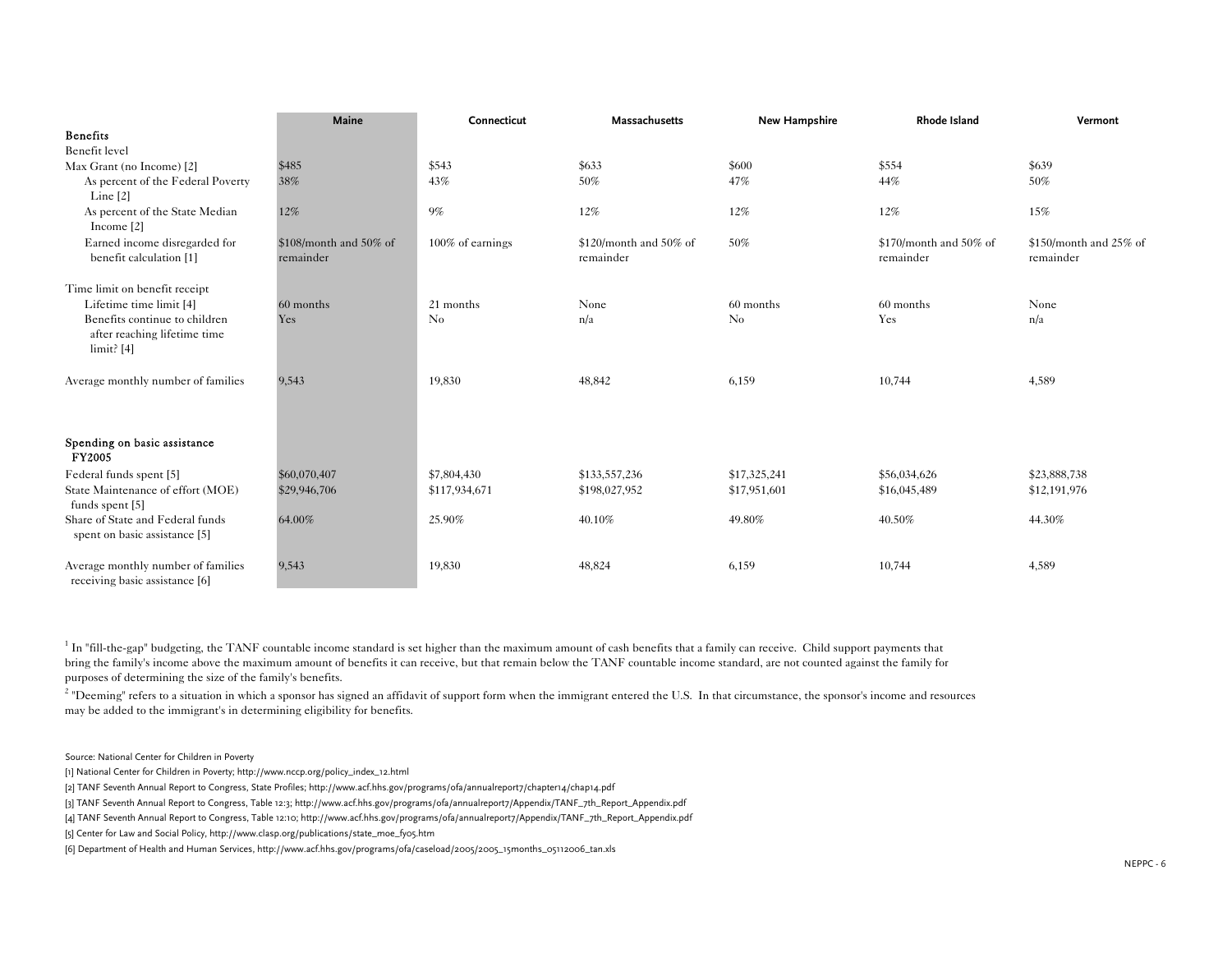| | Maine | Connecticut | Massachusetts | New Hampshire | Rhode Island | Vermont |
|---|---|---|---|---|---|---|
| **Benefits** | | | | | | |
| Benefit level | | | | | | |
| Max Grant (no Income) [2] | $485 | $543 | $633 | $600 | $554 | $639 |
| As percent of the Federal Poverty Line [2] | 38% | 43% | 50% | 47% | 44% | 50% |
| As percent of the State Median Income [2] | 12% | 9% | 12% | 12% | 12% | 15% |
| Earned income disregarded for benefit calculation [1] | $108/month and 50% of remainder | 100% of earnings | $120/month and 50% of remainder | 50% | $170/month and 50% of remainder | $150/month and 25% of remainder |
| Time limit on benefit receipt | | | | | | |
| Lifetime time limit [4] | 60 months | 21 months | None | 60 months | 60 months | None |
| Benefits continue to children after reaching lifetime time limit? [4] | Yes | No | n/a | No | Yes | n/a |
| Average monthly number of families | 9,543 | 19,830 | 48,842 | 6,159 | 10,744 | 4,589 |
| **Spending on basic assistance FY2005** | | | | | | |
| Federal funds spent [5] | $60,070,407 | $7,804,430 | $133,557,236 | $17,325,241 | $56,034,626 | $23,888,738 |
| State Maintenance of effort (MOE) funds spent [5] | $29,946,706 | $117,934,671 | $198,027,952 | $17,951,601 | $16,045,489 | $12,191,976 |
| Share of State and Federal funds spent on basic assistance [5] | 64.00% | 25.90% | 40.10% | 49.80% | 40.50% | 44.30% |
| Average monthly number of families receiving basic assistance [6] | 9,543 | 19,830 | 48,824 | 6,159 | 10,744 | 4,589 |

[1] In "fill-the-gap" budgeting, the TANF countable income standard is set higher than the maximum amount of cash benefits that a family can receive. Child support payments that bring the family's income above the maximum amount of benefits it can receive, but that remain below the TANF countable income standard, are not counted against the family for purposes of determining the size of the family's benefits.

[2] "Deeming" refers to a situation in which a sponsor has signed an affidavit of support form when the immigrant entered the U.S. In that circumstance, the sponsor's income and resources may be added to the immigrant's in determining eligibility for benefits.

Source: National Center for Children in Poverty

[1] National Center for Children in Poverty; http://www.nccp.org/policy_index_12.html

[2] TANF Seventh Annual Report to Congress, State Profiles; http://www.acf.hhs.gov/programs/ofa/annualreport7/chapter14/chap14.pdf

[3] TANF Seventh Annual Report to Congress, Table 12:3; http://www.acf.hhs.gov/programs/ofa/annualreport7/Appendix/TANF_7th_Report_Appendix.pdf

[4] TANF Seventh Annual Report to Congress, Table 12:10; http://www.acf.hhs.gov/programs/ofa/annualreport7/Appendix/TANF_7th_Report_Appendix.pdf

[5] Center for Law and Social Policy, http://www.clasp.org/publications/state_moe_fy05.htm

[6] Department of Health and Human Services, http://www.acf.hhs.gov/programs/ofa/caseload/2005/2005_15months_05112006_tan.xls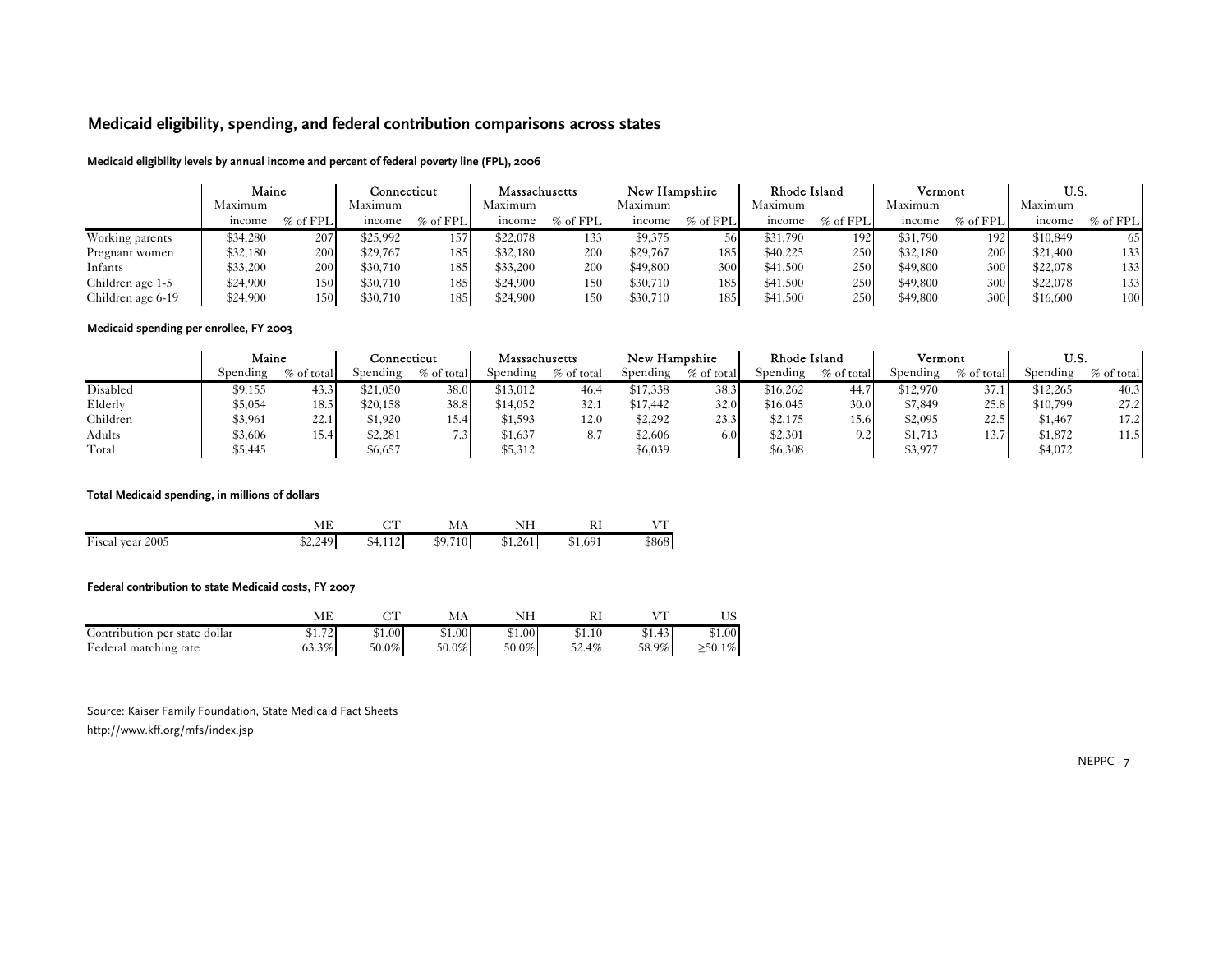## Medicaid eligibility, spending, and federal contribution comparisons across states

### Medicaid eligibility levels by annual income and percent of federal poverty line (FPL), 2006

| | Maine | | Connecticut | | Massachusetts | | New Hampshire | | Rhode Island | | Vermont | | U.S. | |
|---|---|---|---|---|---|---|---|---|---|---|---|---|---|---|
| | Maximum income | % of FPL | Maximum income | % of FPL | Maximum income | % of FPL | Maximum income | % of FPL | Maximum income | % of FPL | Maximum income | % of FPL | Maximum income | % of FPL |
| Working parents | $34,280 | 207 | $25,992 | 157 | $22,078 | 133 | $9,375 | 56 | $31,790 | 192 | $31,790 | 192 | $10,849 | 65 |
| Pregnant women | $32,180 | 200 | $29,767 | 185 | $32,180 | 200 | $29,767 | 185 | $40,225 | 250 | $32,180 | 200 | $21,400 | 133 |
| Infants | $33,200 | 200 | $30,710 | 185 | $33,200 | 200 | $49,800 | 300 | $41,500 | 250 | $49,800 | 300 | $22,078 | 133 |
| Children age 1-5 | $24,900 | 150 | $30,710 | 185 | $24,900 | 150 | $30,710 | 185 | $41,500 | 250 | $49,800 | 300 | $22,078 | 133 |
| Children age 6-19 | $24,900 | 150 | $30,710 | 185 | $24,900 | 150 | $30,710 | 185 | $41,500 | 250 | $49,800 | 300 | $16,600 | 100 |

### Medicaid spending per enrollee, FY 2003

| | Maine | | Connecticut | | Massachusetts | | New Hampshire | | Rhode Island | | Vermont | | U.S. | |
|---|---|---|---|---|---|---|---|---|---|---|---|---|---|---|
| | Spending | % of total | Spending | % of total | Spending | % of total | Spending | % of total | Spending | % of total | Spending | % of total | Spending | % of total |
| Disabled | $9,155 | 43.3 | $21,050 | 38.0 | $13,012 | 46.4 | $17,338 | 38.3 | $16,262 | 44.7 | $12,970 | 37.1 | $12,265 | 40.3 |
| Elderly | $5,054 | 18.5 | $20,158 | 38.8 | $14,052 | 32.1 | $17,442 | 32.0 | $16,045 | 30.0 | $7,849 | 25.8 | $10,799 | 27.2 |
| Children | $3,961 | 22.1 | $1,920 | 15.4 | $1,593 | 12.0 | $2,292 | 23.3 | $2,175 | 15.6 | $2,095 | 22.5 | $1,467 | 17.2 |
| Adults | $3,606 | 15.4 | $2,281 | 7.3 | $1,637 | 8.7 | $2,606 | 6.0 | $2,301 | 9.2 | $1,713 | 13.7 | $1,872 | 11.5 |
| Total | $5,445 | | $6,657 | | $5,312 | | $6,039 | | $6,308 | | $3,977 | | $4,072 | |

### Total Medicaid spending, in millions of dollars

| | ME | CT | MA | NH | RI | VT |
|---|---|---|---|---|---|---|
| Fiscal year 2005 | $2,249 | $4,112 | $9,710 | $1,261 | $1,691 | $868 |

### Federal contribution to state Medicaid costs, FY 2007

| | ME | CT | MA | NH | RI | VT | US |
|---|---|---|---|---|---|---|---|
| Contribution per state dollar | $1.72 | $1.00 | $1.00 | $1.00 | $1.10 | $1.43 | $1.00 |
| Federal matching rate | 63.3% | 50.0% | 50.0% | 50.0% | 52.4% | 58.9% | ≥50.1% |

Source: Kaiser Family Foundation, State Medicaid Fact Sheets
http://www.kff.org/mfs/index.jsp